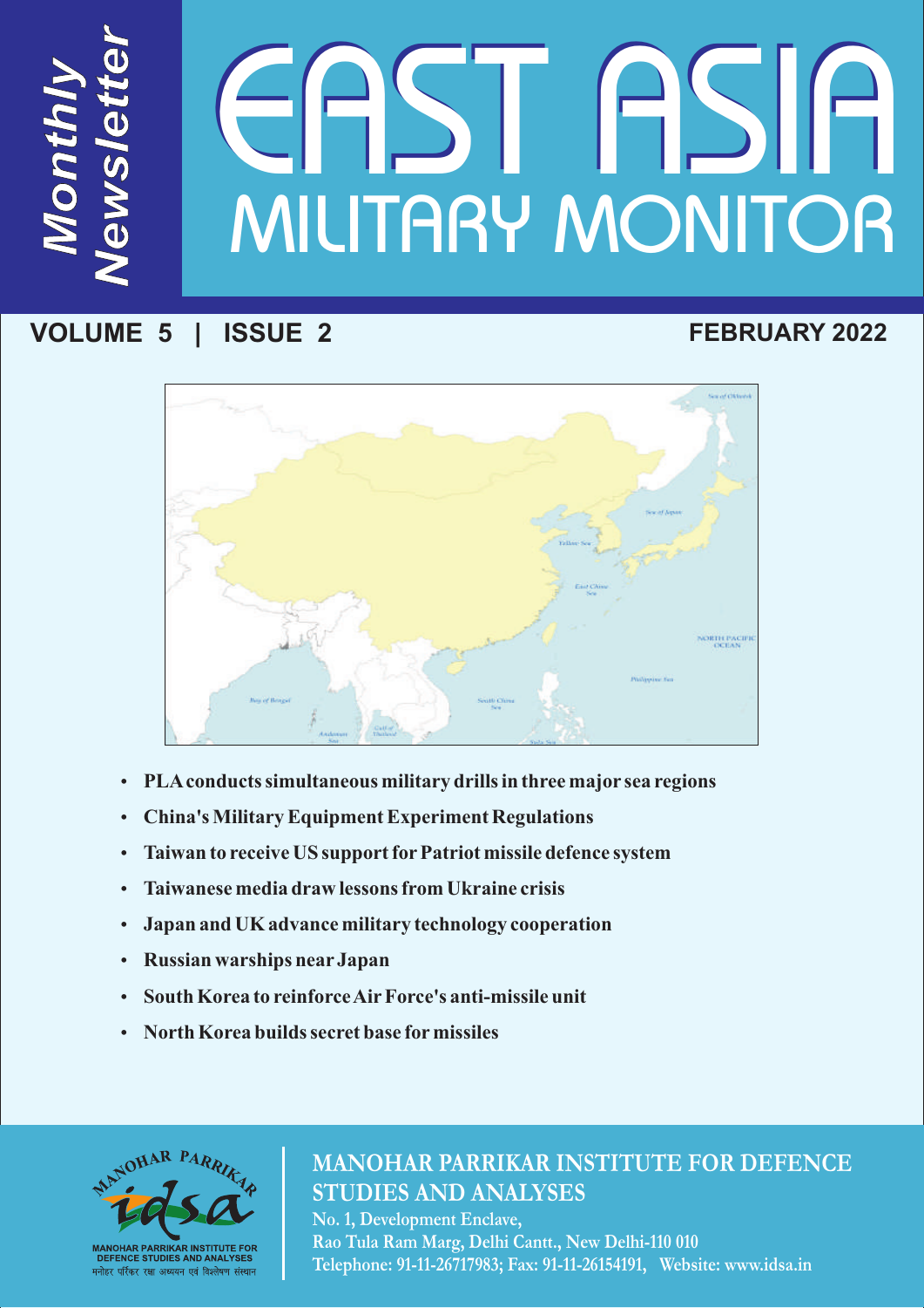*Monthly Newsletter*

# EAST ASIA
## MILITARY MONITOR

**VOLUME 5 | ISSUE 2** **FEBRUARY 2022**

- **PLA conducts simultaneous military drills in three major sea regions**
- **China's Military Equipment Experiment Regulations**
- **Taiwan to receive US support for Patriot missile defence system**
- **Taiwanese media draw lessons from Ukraine crisis**
- **Japan and UK advance military technology cooperation**
- **Russian warships near Japan**
- **South Korea to reinforce Air Force's anti-missile unit**
- **North Korea builds secret base for missiles**

MANOHAR PARRIKAR idsa
MANOHAR PARRIKAR INSTITUTE FOR DEFENCE STUDIES AND ANALYSES
मनोहर पर्रिकर रक्षा अध्ययन एवं विश्लेषण संस्थान

**MANOHAR PARRIKAR INSTITUTE FOR DEFENCE STUDIES AND ANALYSES**

No. 1, Development Enclave,
Rao Tula Ram Marg, Delhi Cantt., New Delhi-110 010
Telephone: 91-11-26717983; Fax: 91-11-26154191, Website: www.idsa.in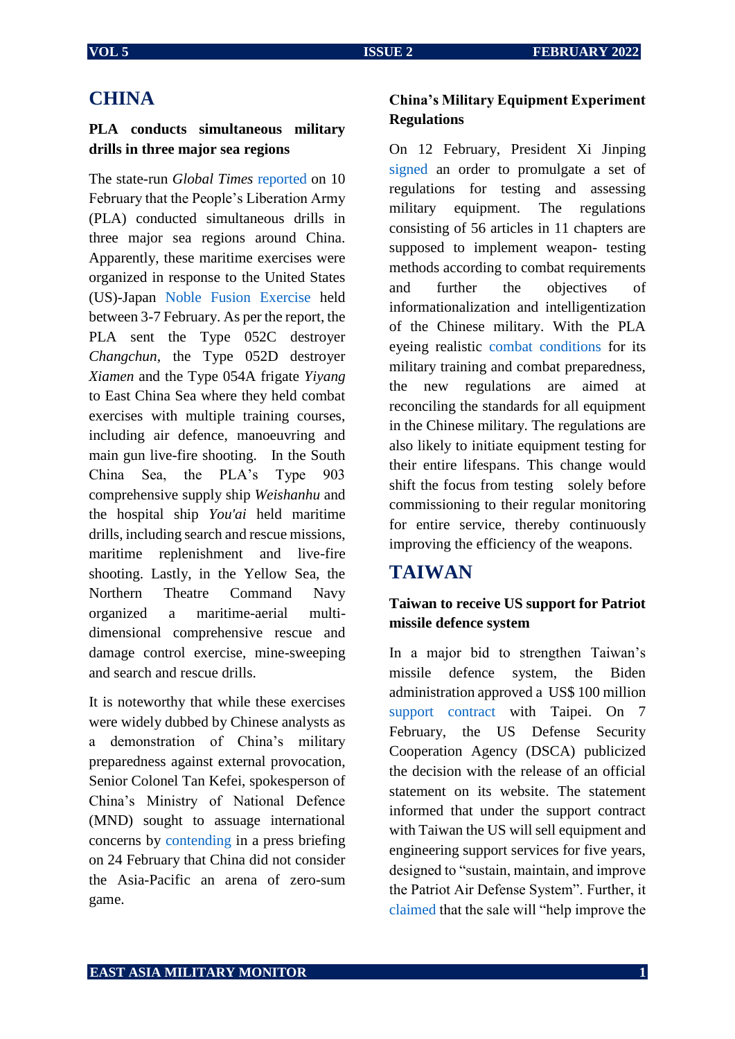# CHINA

### PLA conducts simultaneous military drills in three major sea regions

The state-run *Global Times* reported on 10 February that the People's Liberation Army (PLA) conducted simultaneous drills in three major sea regions around China. Apparently, these maritime exercises were organized in response to the United States (US)-Japan Noble Fusion Exercise held between 3-7 February. As per the report, the PLA sent the Type 052C destroyer *Changchun*, the Type 052D destroyer *Xiamen* and the Type 054A frigate *Yiyang* to East China Sea where they held combat exercises with multiple training courses, including air defence, manoeuvring and main gun live-fire shooting. In the South China Sea, the PLA's Type 903 comprehensive supply ship *Weishanhu* and the hospital ship *You'ai* held maritime drills, including search and rescue missions, maritime replenishment and live-fire shooting. Lastly, in the Yellow Sea, the Northern Theatre Command Navy organized a maritime-aerial multi-dimensional comprehensive rescue and damage control exercise, mine-sweeping and search and rescue drills.

It is noteworthy that while these exercises were widely dubbed by Chinese analysts as a demonstration of China's military preparedness against external provocation, Senior Colonel Tan Kefei, spokesperson of China's Ministry of National Defence (MND) sought to assuage international concerns by contending in a press briefing on 24 February that China did not consider the Asia-Pacific an arena of zero-sum game.

### China's Military Equipment Experiment Regulations

On 12 February, President Xi Jinping signed an order to promulgate a set of regulations for testing and assessing military equipment. The regulations consisting of 56 articles in 11 chapters are supposed to implement weapon- testing methods according to combat requirements and further the objectives of informationalization and intelligentization of the Chinese military. With the PLA eyeing realistic combat conditions for its military training and combat preparedness, the new regulations are aimed at reconciling the standards for all equipment in the Chinese military. The regulations are also likely to initiate equipment testing for their entire lifespans. This change would shift the focus from testing solely before commissioning to their regular monitoring for entire service, thereby continuously improving the efficiency of the weapons.

# TAIWAN

### Taiwan to receive US support for Patriot missile defence system

In a major bid to strengthen Taiwan's missile defence system, the Biden administration approved a US$ 100 million support contract with Taipei. On 7 February, the US Defense Security Cooperation Agency (DSCA) publicized the decision with the release of an official statement on its website. The statement informed that under the support contract with Taiwan the US will sell equipment and engineering support services for five years, designed to "sustain, maintain, and improve the Patriot Air Defense System". Further, it claimed that the sale will "help improve the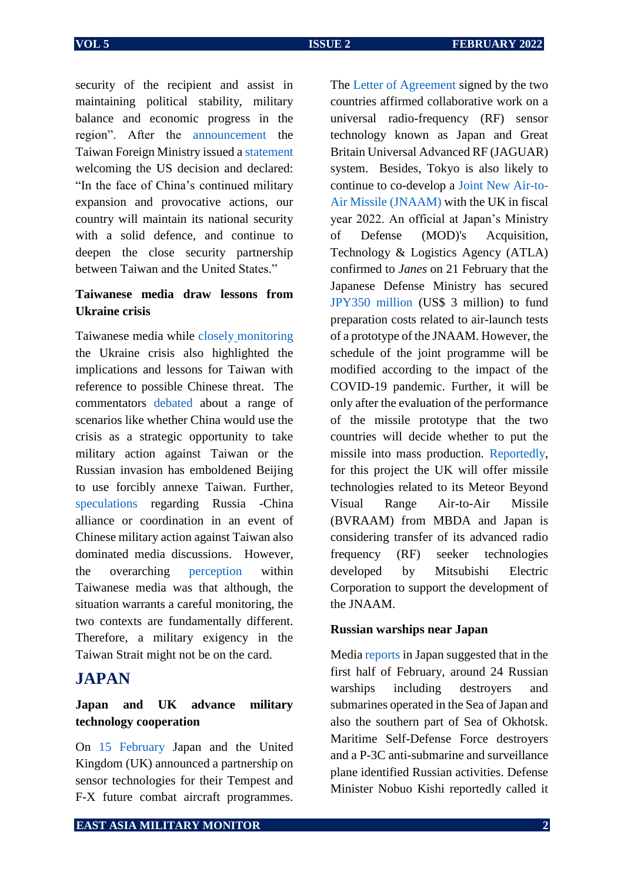security of the recipient and assist in maintaining political stability, military balance and economic progress in the region". After the announcement the Taiwan Foreign Ministry issued a statement welcoming the US decision and declared: "In the face of China's continued military expansion and provocative actions, our country will maintain its national security with a solid defence, and continue to deepen the close security partnership between Taiwan and the United States."

**Taiwanese media draw lessons from Ukraine crisis**

Taiwanese media while closely monitoring the Ukraine crisis also highlighted the implications and lessons for Taiwan with reference to possible Chinese threat. The commentators debated about a range of scenarios like whether China would use the crisis as a strategic opportunity to take military action against Taiwan or the Russian invasion has emboldened Beijing to use forcibly annexe Taiwan. Further, speculations regarding Russia -China alliance or coordination in an event of Chinese military action against Taiwan also dominated media discussions. However, the overarching perception within Taiwanese media was that although, the situation warrants a careful monitoring, the two contexts are fundamentally different. Therefore, a military exigency in the Taiwan Strait might not be on the card.

## JAPAN

**Japan and UK advance military technology cooperation**

On 15 February Japan and the United Kingdom (UK) announced a partnership on sensor technologies for their Tempest and F-X future combat aircraft programmes. The Letter of Agreement signed by the two countries affirmed collaborative work on a universal radio-frequency (RF) sensor technology known as Japan and Great Britain Universal Advanced RF (JAGUAR) system. Besides, Tokyo is also likely to continue to co-develop a Joint New Air-to-Air Missile (JNAAM) with the UK in fiscal year 2022. An official at Japan's Ministry of Defense (MOD)'s Acquisition, Technology & Logistics Agency (ATLA) confirmed to *Janes* on 21 February that the Japanese Defense Ministry has secured JPY350 million (US$ 3 million) to fund preparation costs related to air-launch tests of a prototype of the JNAAM. However, the schedule of the joint programme will be modified according to the impact of the COVID-19 pandemic. Further, it will be only after the evaluation of the performance of the missile prototype that the two countries will decide whether to put the missile into mass production. Reportedly, for this project the UK will offer missile technologies related to its Meteor Beyond Visual Range Air-to-Air Missile (BVRAAM) from MBDA and Japan is considering transfer of its advanced radio frequency (RF) seeker technologies developed by Mitsubishi Electric Corporation to support the development of the JNAAM.

**Russian warships near Japan**

Media reports in Japan suggested that in the first half of February, around 24 Russian warships including destroyers and submarines operated in the Sea of Japan and also the southern part of Sea of Okhotsk. Maritime Self-Defense Force destroyers and a P-3C anti-submarine and surveillance plane identified Russian activities. Defense Minister Nobuo Kishi reportedly called it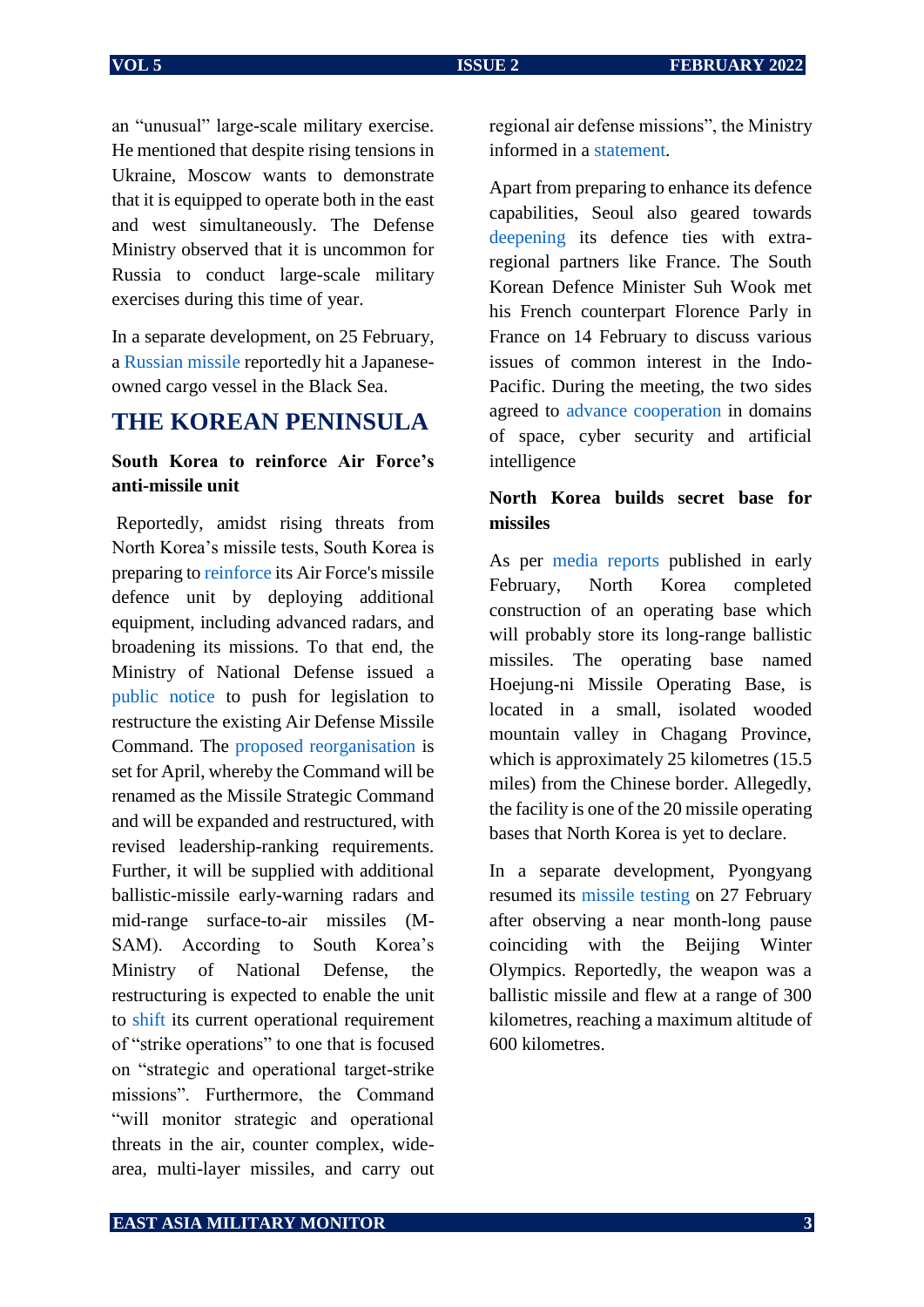an "unusual" large-scale military exercise. He mentioned that despite rising tensions in Ukraine, Moscow wants to demonstrate that it is equipped to operate both in the east and west simultaneously. The Defense Ministry observed that it is uncommon for Russia to conduct large-scale military exercises during this time of year.

In a separate development, on 25 February, a Russian missile reportedly hit a Japanese-owned cargo vessel in the Black Sea.

## THE KOREAN PENINSULA

**South Korea to reinforce Air Force's anti-missile unit**

Reportedly, amidst rising threats from North Korea's missile tests, South Korea is preparing to reinforce its Air Force's missile defence unit by deploying additional equipment, including advanced radars, and broadening its missions. To that end, the Ministry of National Defense issued a public notice to push for legislation to restructure the existing Air Defense Missile Command. The proposed reorganisation is set for April, whereby the Command will be renamed as the Missile Strategic Command and will be expanded and restructured, with revised leadership-ranking requirements. Further, it will be supplied with additional ballistic-missile early-warning radars and mid-range surface-to-air missiles (M-SAM). According to South Korea's Ministry of National Defense, the restructuring is expected to enable the unit to shift its current operational requirement of "strike operations" to one that is focused on "strategic and operational target-strike missions". Furthermore, the Command "will monitor strategic and operational threats in the air, counter complex, wide-area, multi-layer missiles, and carry out regional air defense missions", the Ministry informed in a statement.

Apart from preparing to enhance its defence capabilities, Seoul also geared towards deepening its defence ties with extra-regional partners like France. The South Korean Defence Minister Suh Wook met his French counterpart Florence Parly in France on 14 February to discuss various issues of common interest in the Indo-Pacific. During the meeting, the two sides agreed to advance cooperation in domains of space, cyber security and artificial intelligence

**North Korea builds secret base for missiles**

As per media reports published in early February, North Korea completed construction of an operating base which will probably store its long-range ballistic missiles. The operating base named Hoejung-ni Missile Operating Base, is located in a small, isolated wooded mountain valley in Chagang Province, which is approximately 25 kilometres (15.5 miles) from the Chinese border. Allegedly, the facility is one of the 20 missile operating bases that North Korea is yet to declare.

In a separate development, Pyongyang resumed its missile testing on 27 February after observing a near month-long pause coinciding with the Beijing Winter Olympics. Reportedly, the weapon was a ballistic missile and flew at a range of 300 kilometres, reaching a maximum altitude of 600 kilometres.